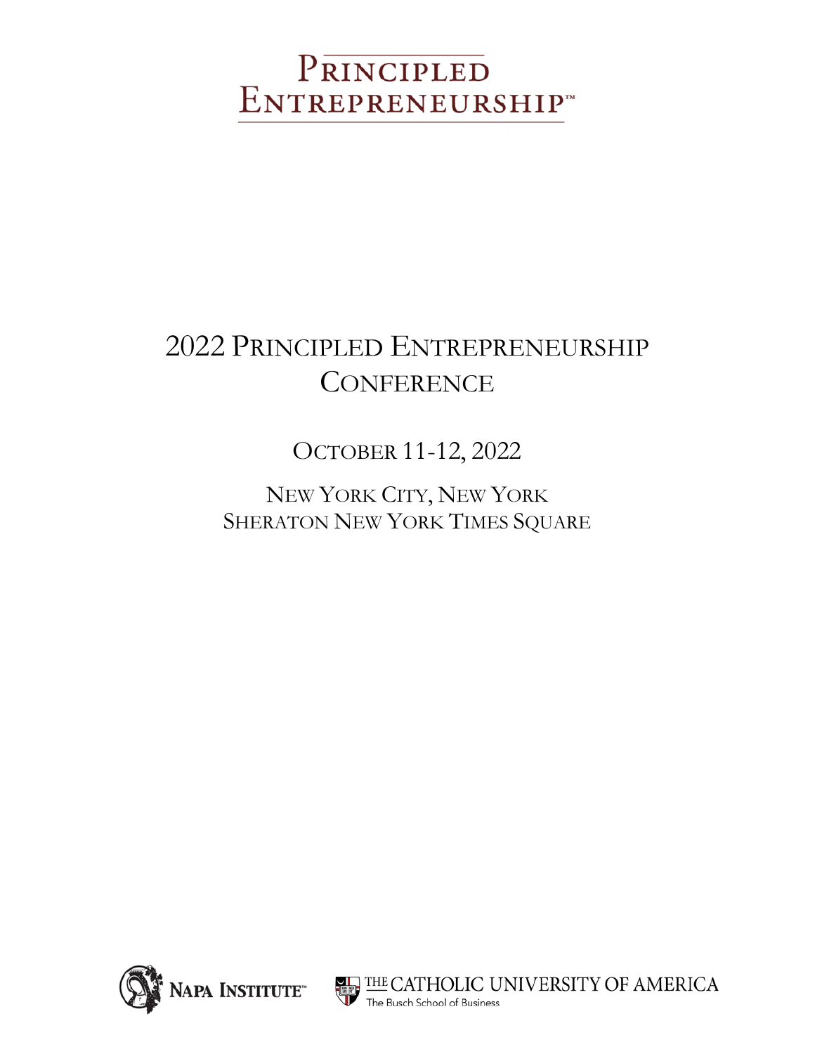# Principled Entrepreneurship™

# 2022 Principled Entrepreneurship Conference

## October 11-12, 2022

New York City, New York
Sheraton New York Times Square

Napa Institute™

The Catholic University of America
The Busch School of Business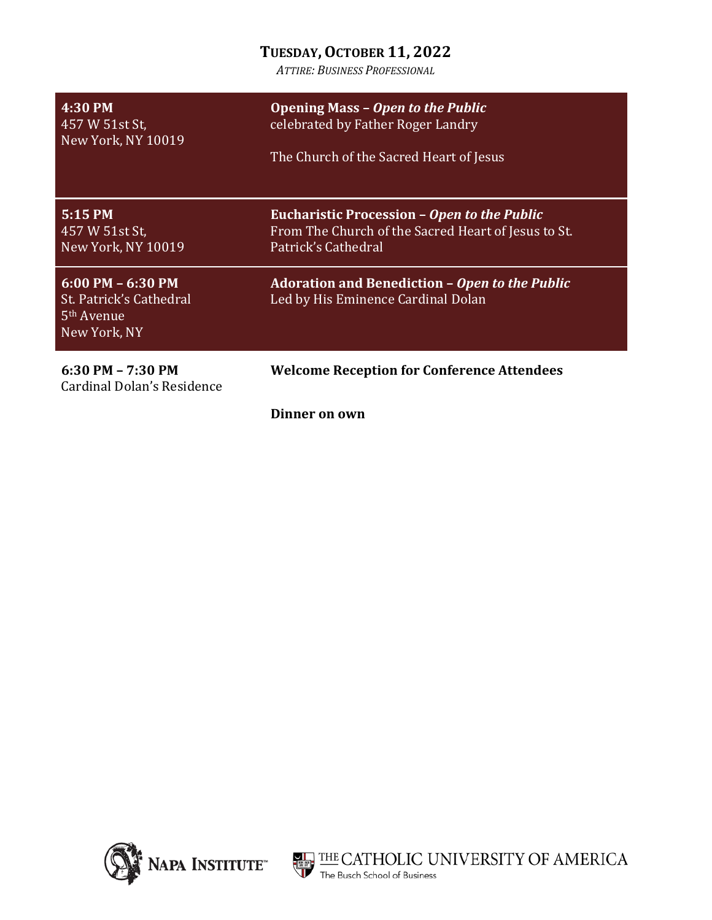## Tuesday, October 11, 2022

*Attire: Business Professional*

| | |
|---|---|
| **4:30 PM**<br>457 W 51st St,<br>New York, NY 10019 | **Opening Mass – *Open to the Public***<br>celebrated by Father Roger Landry<br><br>The Church of the Sacred Heart of Jesus |
| **5:15 PM**<br>457 W 51st St,<br>New York, NY 10019 | **Eucharistic Procession – *Open to the Public***<br>From The Church of the Sacred Heart of Jesus to St. Patrick's Cathedral |
| **6:00 PM – 6:30 PM**<br>St. Patrick's Cathedral<br>5th Avenue<br>New York, NY | **Adoration and Benediction – *Open to the Public***<br>Led by His Eminence Cardinal Dolan |
| **6:30 PM – 7:30 PM**<br>Cardinal Dolan's Residence | **Welcome Reception for Conference Attendees** |
| | **Dinner on own** |

Napa Institute™

The Catholic University of America
The Busch School of Business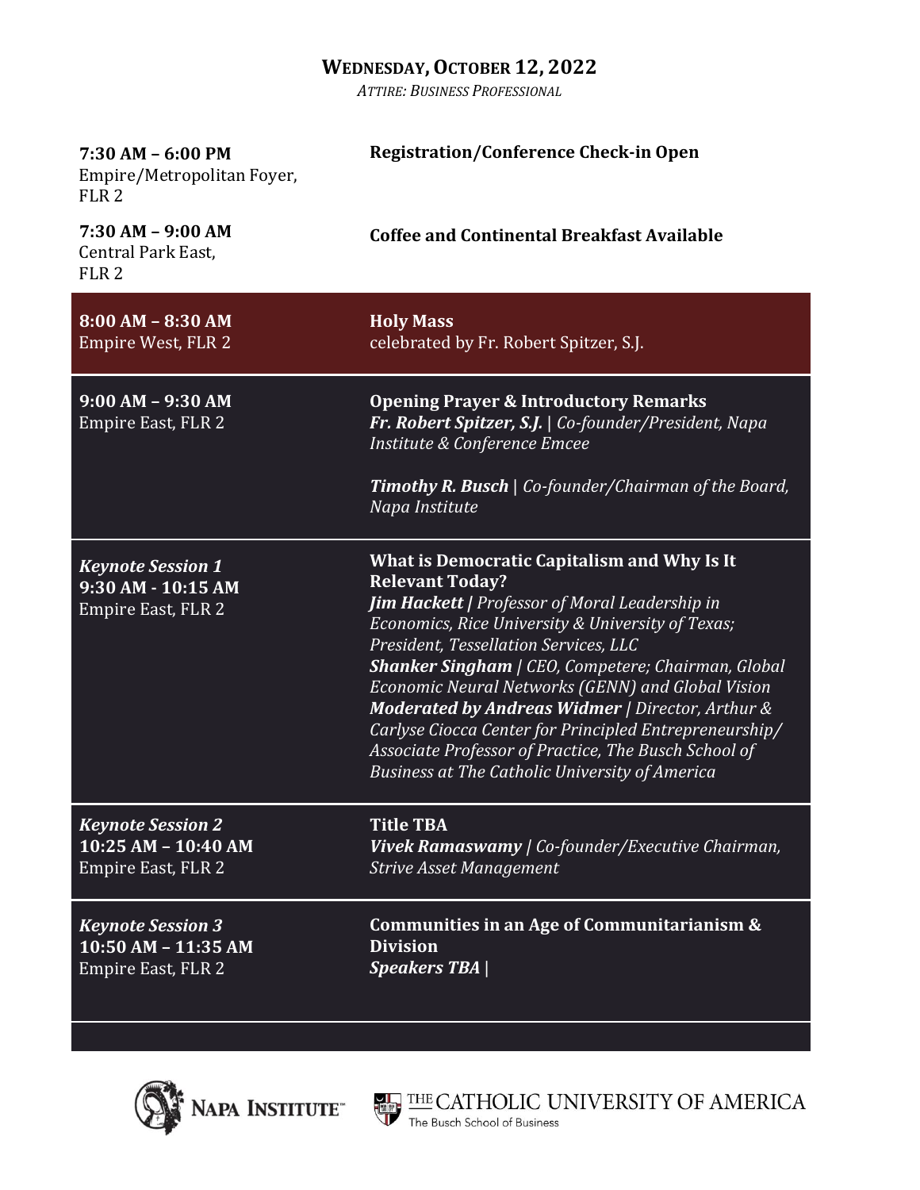## Wednesday, October 12, 2022

*Attire: Business Professional*

| | |
|---|---|
| **7:30 AM – 6:00 PM**<br>Empire/Metropolitan Foyer, FLR 2 | **Registration/Conference Check-in Open** |
| **7:30 AM – 9:00 AM**<br>Central Park East, FLR 2 | **Coffee and Continental Breakfast Available** |
| **8:00 AM – 8:30 AM**<br>Empire West, FLR 2 | **Holy Mass**<br>celebrated by Fr. Robert Spitzer, S.J. |
| **9:00 AM – 9:30 AM**<br>Empire East, FLR 2 | **Opening Prayer & Introductory Remarks**<br>***Fr. Robert Spitzer, S.J.** \| Co-founder/President, Napa Institute & Conference Emcee*<br><br>***Timothy R. Busch** \| Co-founder/Chairman of the Board, Napa Institute* |
| ***Keynote Session 1***<br>**9:30 AM - 10:15 AM**<br>Empire East, FLR 2 | **What is Democratic Capitalism and Why Is It Relevant Today?**<br>***Jim Hackett** \| Professor of Moral Leadership in Economics, Rice University & University of Texas; President, Tessellation Services, LLC*<br>***Shanker Singham** \| CEO, Competere; Chairman, Global Economic Neural Networks (GENN) and Global Vision*<br>***Moderated by Andreas Widmer** \| Director, Arthur & Carlyse Ciocca Center for Principled Entrepreneurship/ Associate Professor of Practice, The Busch School of Business at The Catholic University of America* |
| ***Keynote Session 2***<br>**10:25 AM – 10:40 AM**<br>Empire East, FLR 2 | **Title TBA**<br>***Vivek Ramaswamy** \| Co-founder/Executive Chairman, Strive Asset Management* |
| ***Keynote Session 3***<br>**10:50 AM – 11:35 AM**<br>Empire East, FLR 2 | **Communities in an Age of Communitarianism & Division**<br>***Speakers TBA** \|* |

Napa Institute™ | The Catholic University of America – The Busch School of Business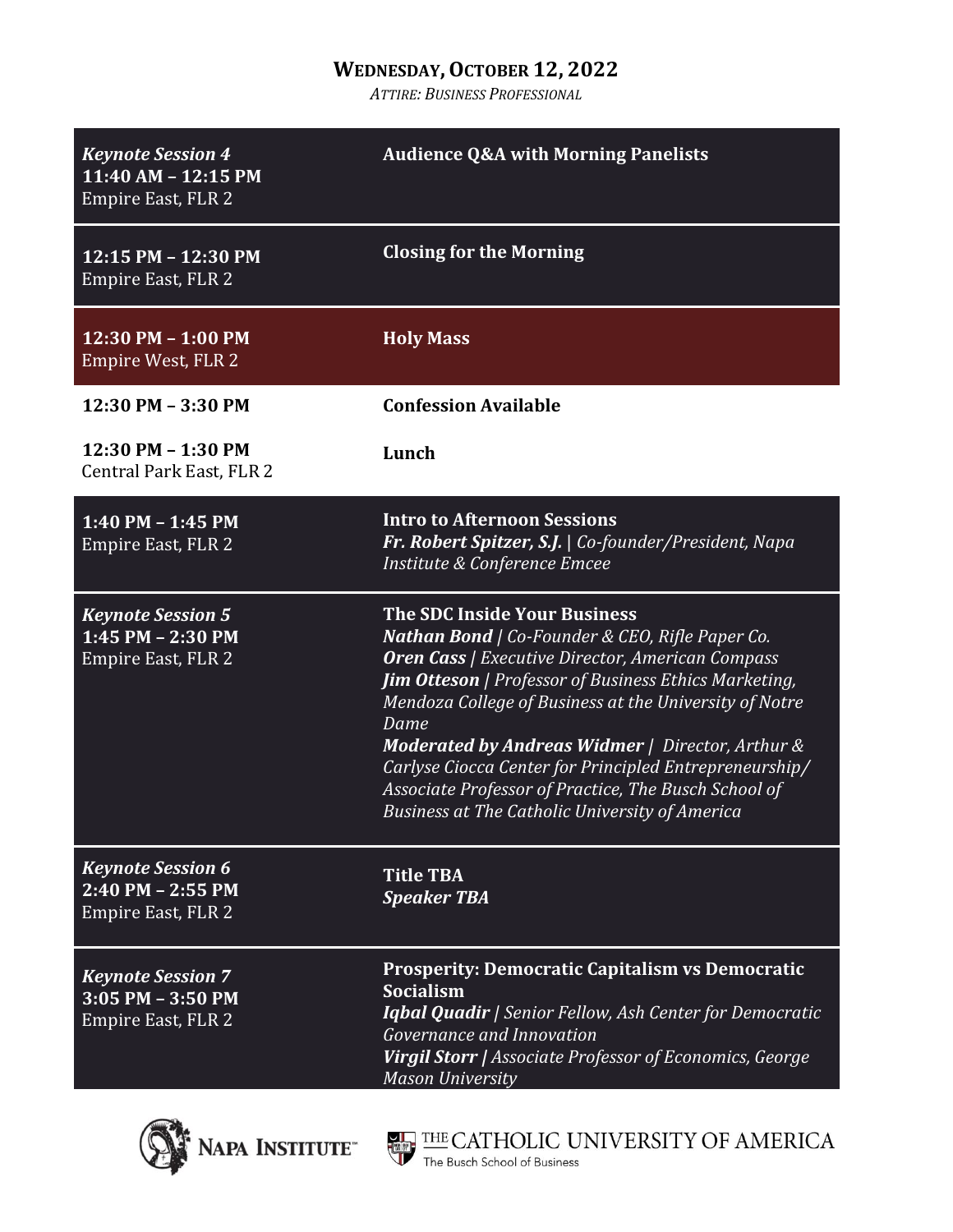## Wednesday, October 12, 2022

*Attire: Business Professional*

| | |
|---|---|
| ***Keynote Session 4*** **11:40 AM – 12:15 PM** Empire East, FLR 2 | **Audience Q&A with Morning Panelists** |
| **12:15 PM – 12:30 PM** Empire East, FLR 2 | **Closing for the Morning** |
| **12:30 PM – 1:00 PM** Empire West, FLR 2 | **Holy Mass** |
| **12:30 PM – 3:30 PM** | **Confession Available** |
| **12:30 PM – 1:30 PM** Central Park East, FLR 2 | **Lunch** |
| **1:40 PM – 1:45 PM** Empire East, FLR 2 | **Intro to Afternoon Sessions** ***Fr. Robert Spitzer, S.J.*** \| *Co-founder/President, Napa Institute & Conference Emcee* |
| ***Keynote Session 5*** **1:45 PM – 2:30 PM** Empire East, FLR 2 | **The SDC Inside Your Business** ***Nathan Bond*** \| *Co-Founder & CEO, Rifle Paper Co.* ***Oren Cass*** \| *Executive Director, American Compass* ***Jim Otteson*** \| *Professor of Business Ethics Marketing, Mendoza College of Business at the University of Notre Dame* ***Moderated by Andreas Widmer*** \| *Director, Arthur & Carlyse Ciocca Center for Principled Entrepreneurship/ Associate Professor of Practice, The Busch School of Business at The Catholic University of America* |
| ***Keynote Session 6*** **2:40 PM – 2:55 PM** Empire East, FLR 2 | **Title TBA** ***Speaker TBA*** |
| ***Keynote Session 7*** **3:05 PM – 3:50 PM** Empire East, FLR 2 | **Prosperity: Democratic Capitalism vs Democratic Socialism** ***Iqbal Quadir*** \| *Senior Fellow, Ash Center for Democratic Governance and Innovation* ***Virgil Storr*** \| *Associate Professor of Economics, George Mason University* |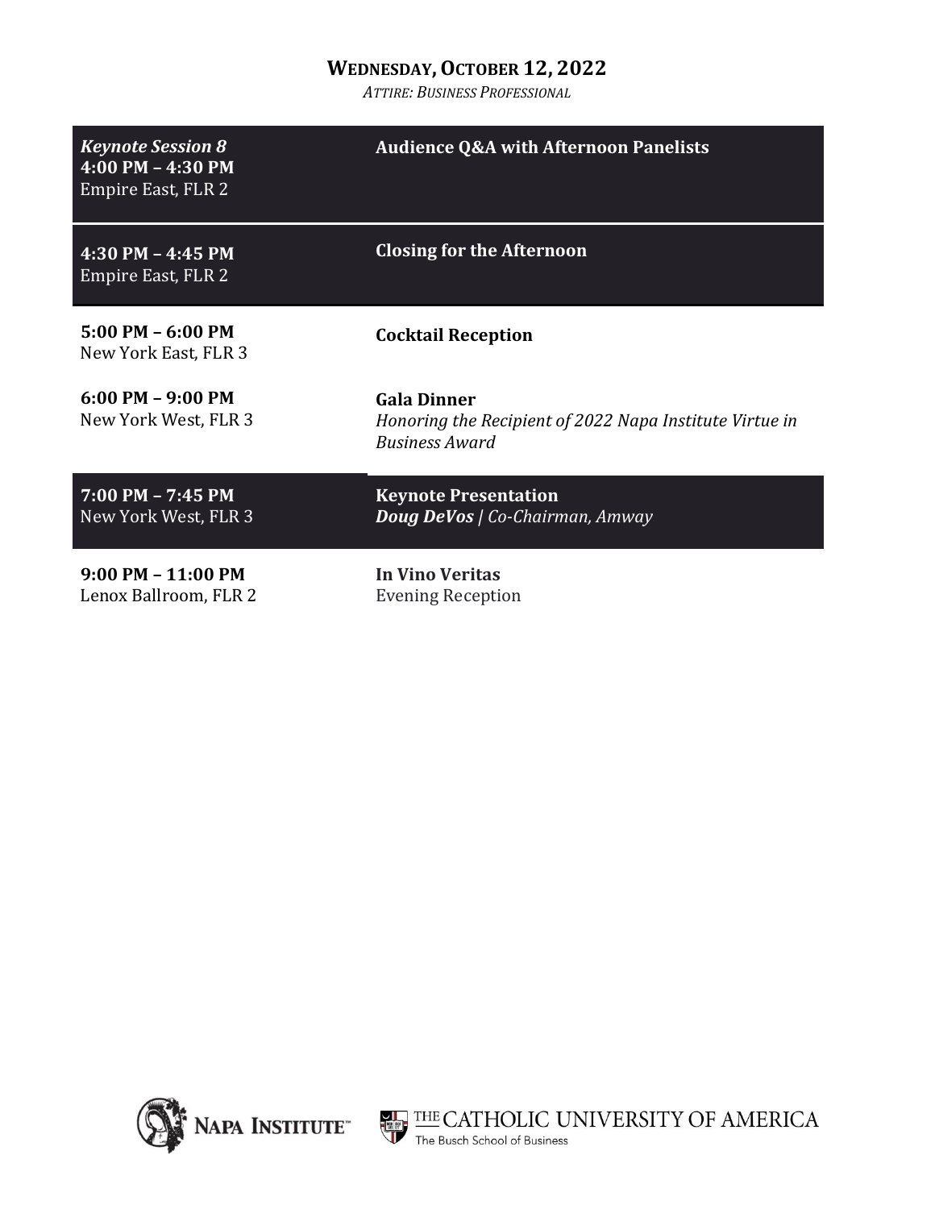## WEDNESDAY, OCTOBER 12, 2022

*ATTIRE: BUSINESS PROFESSIONAL*

| | |
|---|---|
| ***Keynote Session 8***<br>**4:00 PM – 4:30 PM**<br>Empire East, FLR 2 | **Audience Q&A with Afternoon Panelists** |
| **4:30 PM – 4:45 PM**<br>Empire East, FLR 2 | **Closing for the Afternoon** |
| **5:00 PM – 6:00 PM**<br>New York East, FLR 3 | **Cocktail Reception** |
| **6:00 PM – 9:00 PM**<br>New York West, FLR 3 | **Gala Dinner**<br>*Honoring the Recipient of 2022 Napa Institute Virtue in Business Award* |
| **7:00 PM – 7:45 PM**<br>New York West, FLR 3 | **Keynote Presentation**<br>***Doug DeVos** \| Co-Chairman, Amway* |
| **9:00 PM – 11:00 PM**<br>Lenox Ballroom, FLR 2 | **In Vino Veritas**<br>Evening Reception |

NAPA INSTITUTE™

THE CATHOLIC UNIVERSITY OF AMERICA
The Busch School of Business